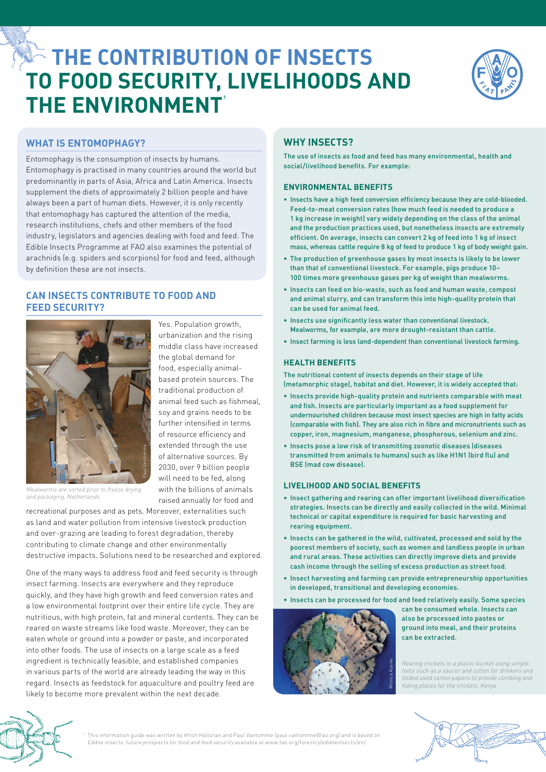# THE CONTRIBUTION OF INSECTS TO FOOD SECURITY, LIVELIHOODS AND THE ENVIRONMENT[1]

## WHAT IS ENTOMOPHAGY?

Entomophagy is the consumption of insects by humans. Entomophagy is practised in many countries around the world but predominantly in parts of Asia, Africa and Latin America. Insects supplement the diets of approximately 2 billion people and have always been a part of human diets. However, it is only recently that entomophagy has captured the attention of the media, research institutions, chefs and other members of the food industry, legislators and agencies dealing with food and feed. The Edible Insects Programme at FAO also examines the potential of arachnids (e.g. spiders and scorpions) for food and feed, although by definition these are not insects.

## CAN INSECTS CONTRIBUTE TO FOOD AND FEED SECURITY?

Yes. Population growth, urbanization and the rising middle class have increased the global demand for food, especially animal-based protein sources. The traditional production of animal feed such as fishmeal, soy and grains needs to be further intensified in terms of resource efficiency and extended through the use of alternative sources. By 2030, over 9 billion people will need to be fed, along with the billions of animals raised annually for food and recreational purposes and as pets. Moreover, externalities such as land and water pollution from intensive livestock production and over-grazing are leading to forest degradation, thereby contributing to climate change and other environmentally destructive impacts. Solutions need to be researched and explored.

*Mealworms are sorted prior to freeze drying and packaging, Netherlands*

One of the many ways to address food and feed security is through insect farming. Insects are everywhere and they reproduce quickly, and they have high growth and feed conversion rates and a low environmental footprint over their entire life cycle. They are nutritious, with high protein, fat and mineral contents. They can be reared on waste streams like food waste. Moreover, they can be eaten whole or ground into a powder or paste, and incorporated into other foods. The use of insects on a large scale as a feed ingredient is technically feasible, and established companies in various parts of the world are already leading the way in this regard. Insects as feedstock for aquaculture and poultry feed are likely to become more prevalent within the next decade.

## WHY INSECTS?

The use of insects as food and feed has many environmental, health and social/livelihood benefits. For example:

### ENVIRONMENTAL BENEFITS

- Insects have a high feed conversion efficiency because they are cold-blooded. Feed-to-meat conversion rates (how much feed is needed to produce a 1 kg increase in weight) vary widely depending on the class of the animal and the production practices used, but nonetheless insects are extremely efficient. On average, insects can convert 2 kg of feed into 1 kg of insect mass, whereas cattle require 8 kg of feed to produce 1 kg of body weight gain.
- The production of greenhouse gases by most insects is likely to be lower than that of conventional livestock. For example, pigs produce 10–100 times more greenhouse gases per kg of weight than mealworms.
- Insects can feed on bio-waste, such as food and human waste, compost and animal slurry, and can transform this into high-quality protein that can be used for animal feed.
- Insects use significantly less water than conventional livestock. Mealworms, for example, are more drought-resistant than cattle.
- Insect farming is less land-dependent than conventional livestock farming.

### HEALTH BENEFITS

The nutritional content of insects depends on their stage of life (metamorphic stage), habitat and diet. However, it is widely accepted that:

- Insects provide high-quality protein and nutrients comparable with meat and fish. Insects are particularly important as a food supplement for undernourished children because most insect species are high in fatty acids (comparable with fish). They are also rich in fibre and micronutrients such as copper, iron, magnesium, manganese, phosphorous, selenium and zinc.
- Insects pose a low risk of transmitting zoonotic diseases (diseases transmitted from animals to humans) such as like H1N1 (bird flu) and BSE (mad cow disease).

### LIVELIHOOD AND SOCIAL BENEFITS

- Insect gathering and rearing can offer important livelihood diversification strategies. Insects can be directly and easily collected in the wild. Minimal technical or capital expenditure is required for basic harvesting and rearing equipment.
- Insects can be gathered in the wild, cultivated, processed and sold by the poorest members of society, such as women and landless people in urban and rural areas. These activities can directly improve diets and provide cash income through the selling of excess production as street food.
- Insect harvesting and farming can provide entrepreneurship opportunities in developed, transitional and developing economies.
- Insects can be processed for food and feed relatively easily. Some species can be consumed whole. Insects can also be processed into pastes or ground into meal, and their proteins can be extracted.

*Rearing crickets in a plastic bucket using simple tools such as a saucer and cotton for drinkers and folded used carton papers to provide climbing and hiding places for the crickets, Kenya*

[1] This information guide was written by Afton Halloran and Paul Vantomme (paul.vantomme@fao.org) and is based on *Edible insects: future prospects for food and feed security* available at www.fao.org/forestry/edibleinsects/en/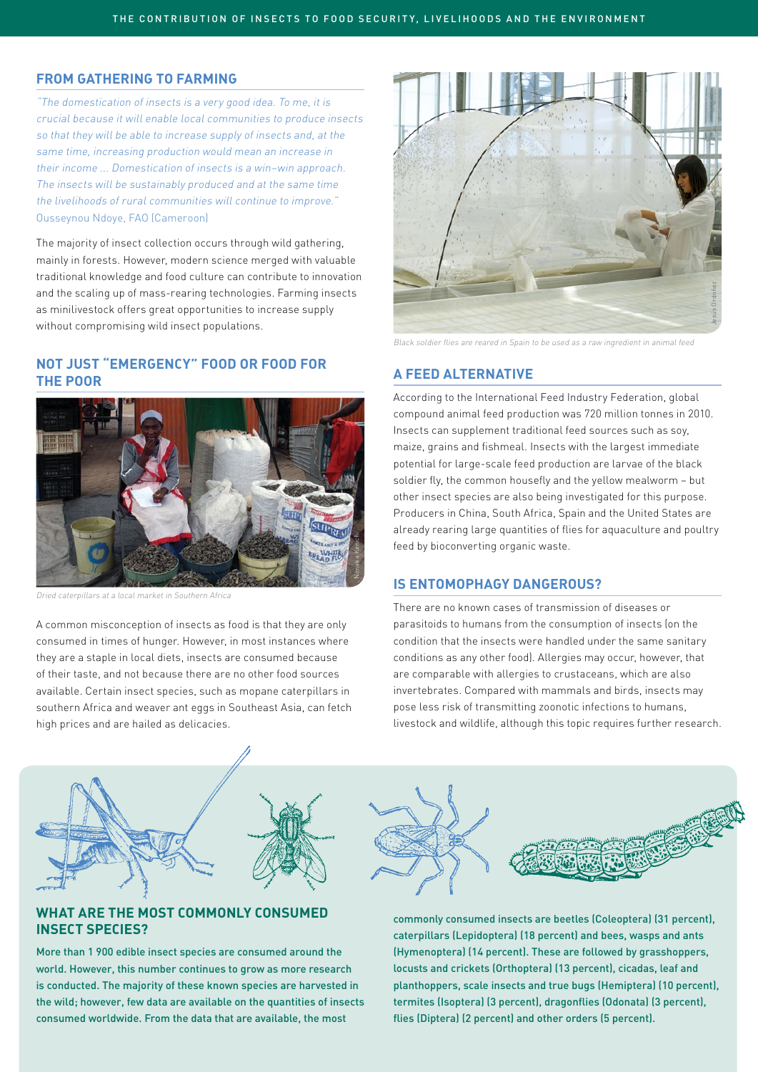## FROM GATHERING TO FARMING

*"The domestication of insects is a very good idea. To me, it is crucial because it will enable local communities to produce insects so that they will be able to increase supply of insects and, at the same time, increasing production would mean an increase in their income ... Domestication of insects is a win–win approach. The insects will be sustainably produced and at the same time the livelihoods of rural communities will continue to improve."*
Ousseynou Ndoye, FAO (Cameroon)

The majority of insect collection occurs through wild gathering, mainly in forests. However, modern science merged with valuable traditional knowledge and food culture can contribute to innovation and the scaling up of mass-rearing technologies. Farming insects as minilivestock offers great opportunities to increase supply without compromising wild insect populations.

## NOT JUST "EMERGENCY" FOOD OR FOOD FOR THE POOR

Dried caterpillars at a local market in Southern Africa

A common misconception of insects as food is that they are only consumed in times of hunger. However, in most instances where they are a staple in local diets, insects are consumed because of their taste, and not because there are no other food sources available. Certain insect species, such as mopane caterpillars in southern Africa and weaver ant eggs in Southeast Asia, can fetch high prices and are hailed as delicacies.

Black soldier flies are reared in Spain to be used as a raw ingredient in animal feed

## A FEED ALTERNATIVE

According to the International Feed Industry Federation, global compound animal feed production was 720 million tonnes in 2010. Insects can supplement traditional feed sources such as soy, maize, grains and fishmeal. Insects with the largest immediate potential for large-scale feed production are larvae of the black soldier fly, the common housefly and the yellow mealworm – but other insect species are also being investigated for this purpose. Producers in China, South Africa, Spain and the United States are already rearing large quantities of flies for aquaculture and poultry feed by bioconverting organic waste.

## IS ENTOMOPHAGY DANGEROUS?

There are no known cases of transmission of diseases or parasitoids to humans from the consumption of insects (on the condition that the insects were handled under the same sanitary conditions as any other food). Allergies may occur, however, that are comparable with allergies to crustaceans, which are also invertebrates. Compared with mammals and birds, insects may pose less risk of transmitting zoonotic infections to humans, livestock and wildlife, although this topic requires further research.

## WHAT ARE THE MOST COMMONLY CONSUMED INSECT SPECIES?

More than 1 900 edible insect species are consumed around the world. However, this number continues to grow as more research is conducted. The majority of these known species are harvested in the wild; however, few data are available on the quantities of insects consumed worldwide. From the data that are available, the most commonly consumed insects are beetles (Coleoptera) (31 percent), caterpillars (Lepidoptera) (18 percent) and bees, wasps and ants (Hymenoptera) (14 percent). These are followed by grasshoppers, locusts and crickets (Orthoptera) (13 percent), cicadas, leaf and planthoppers, scale insects and true bugs (Hemiptera) (10 percent), termites (Isoptera) (3 percent), dragonflies (Odonata) (3 percent), flies (Diptera) (2 percent) and other orders (5 percent).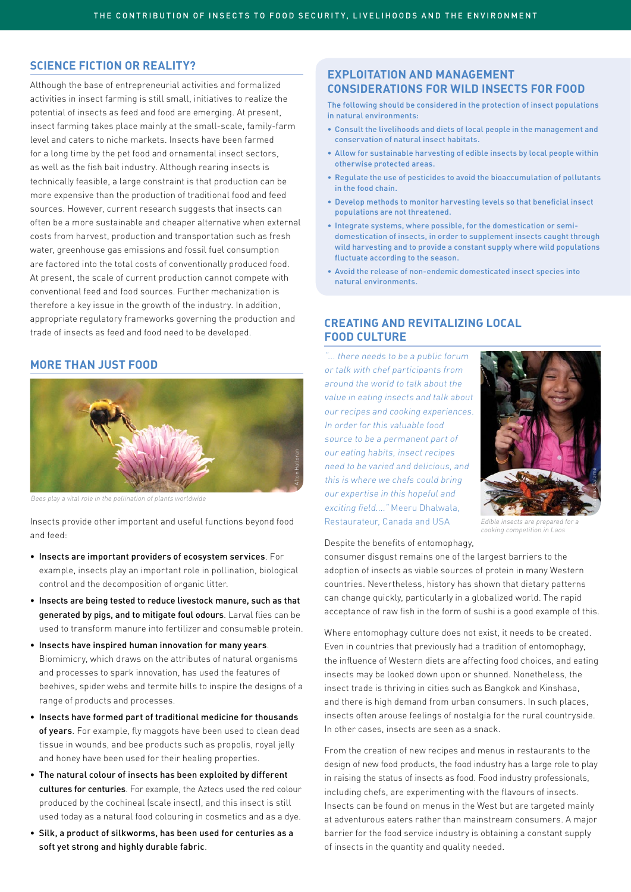## SCIENCE FICTION OR REALITY?

Although the base of entrepreneurial activities and formalized activities in insect farming is still small, initiatives to realize the potential of insects as feed and food are emerging. At present, insect farming takes place mainly at the small-scale, family-farm level and caters to niche markets. Insects have been farmed for a long time by the pet food and ornamental insect sectors, as well as the fish bait industry. Although rearing insects is technically feasible, a large constraint is that production can be more expensive than the production of traditional food and feed sources. However, current research suggests that insects can often be a more sustainable and cheaper alternative when external costs from harvest, production and transportation such as fresh water, greenhouse gas emissions and fossil fuel consumption are factored into the total costs of conventionally produced food. At present, the scale of current production cannot compete with conventional feed and food sources. Further mechanization is therefore a key issue in the growth of the industry. In addition, appropriate regulatory frameworks governing the production and trade of insects as feed and food need to be developed.

## MORE THAN JUST FOOD

*Bees play a vital role in the pollination of plants worldwide*

Insects provide other important and useful functions beyond food and feed:

- **Insects are important providers of ecosystem services**. For example, insects play an important role in pollination, biological control and the decomposition of organic litter.
- **Insects are being tested to reduce livestock manure, such as that generated by pigs, and to mitigate foul odours**. Larval flies can be used to transform manure into fertilizer and consumable protein.
- **Insects have inspired human innovation for many years**. Biomimicry, which draws on the attributes of natural organisms and processes to spark innovation, has used the features of beehives, spider webs and termite hills to inspire the designs of a range of products and processes.
- **Insects have formed part of traditional medicine for thousands of years**. For example, fly maggots have been used to clean dead tissue in wounds, and bee products such as propolis, royal jelly and honey have been used for their healing properties.
- **The natural colour of insects has been exploited by different cultures for centuries**. For example, the Aztecs used the red colour produced by the cochineal (scale insect), and this insect is still used today as a natural food colouring in cosmetics and as a dye.
- **Silk, a product of silkworms, has been used for centuries as a soft yet strong and highly durable fabric**.

## EXPLOITATION AND MANAGEMENT CONSIDERATIONS FOR WILD INSECTS FOR FOOD

The following should be considered in the protection of insect populations in natural environments:

- Consult the livelihoods and diets of local people in the management and conservation of natural insect habitats.
- Allow for sustainable harvesting of edible insects by local people within otherwise protected areas.
- Regulate the use of pesticides to avoid the bioaccumulation of pollutants in the food chain.
- Develop methods to monitor harvesting levels so that beneficial insect populations are not threatened.
- Integrate systems, where possible, for the domestication or semi-domestication of insects, in order to supplement insects caught through wild harvesting and to provide a constant supply where wild populations fluctuate according to the season.
- Avoid the release of non-endemic domesticated insect species into natural environments.

## CREATING AND REVITALIZING LOCAL FOOD CULTURE

*"... there needs to be a public forum or talk with chef participants from around the world to talk about the value in eating insects and talk about our recipes and cooking experiences. In order for this valuable food source to be a permanent part of our eating habits, insect recipes need to be varied and delicious, and this is where we chefs could bring our expertise in this hopeful and exciting field...."* Meeru Dhalwala, Restaurateur, Canada and USA

*Edible insects are prepared for a cooking competition in Laos*

Despite the benefits of entomophagy, consumer disgust remains one of the largest barriers to the adoption of insects as viable sources of protein in many Western countries. Nevertheless, history has shown that dietary patterns can change quickly, particularly in a globalized world. The rapid acceptance of raw fish in the form of sushi is a good example of this.

Where entomophagy culture does not exist, it needs to be created. Even in countries that previously had a tradition of entomophagy, the influence of Western diets are affecting food choices, and eating insects may be looked down upon or shunned. Nonetheless, the insect trade is thriving in cities such as Bangkok and Kinshasa, and there is high demand from urban consumers. In such places, insects often arouse feelings of nostalgia for the rural countryside. In other cases, insects are seen as a snack.

From the creation of new recipes and menus in restaurants to the design of new food products, the food industry has a large role to play in raising the status of insects as food. Food industry professionals, including chefs, are experimenting with the flavours of insects. Insects can be found on menus in the West but are targeted mainly at adventurous eaters rather than mainstream consumers. A major barrier for the food service industry is obtaining a constant supply of insects in the quantity and quality needed.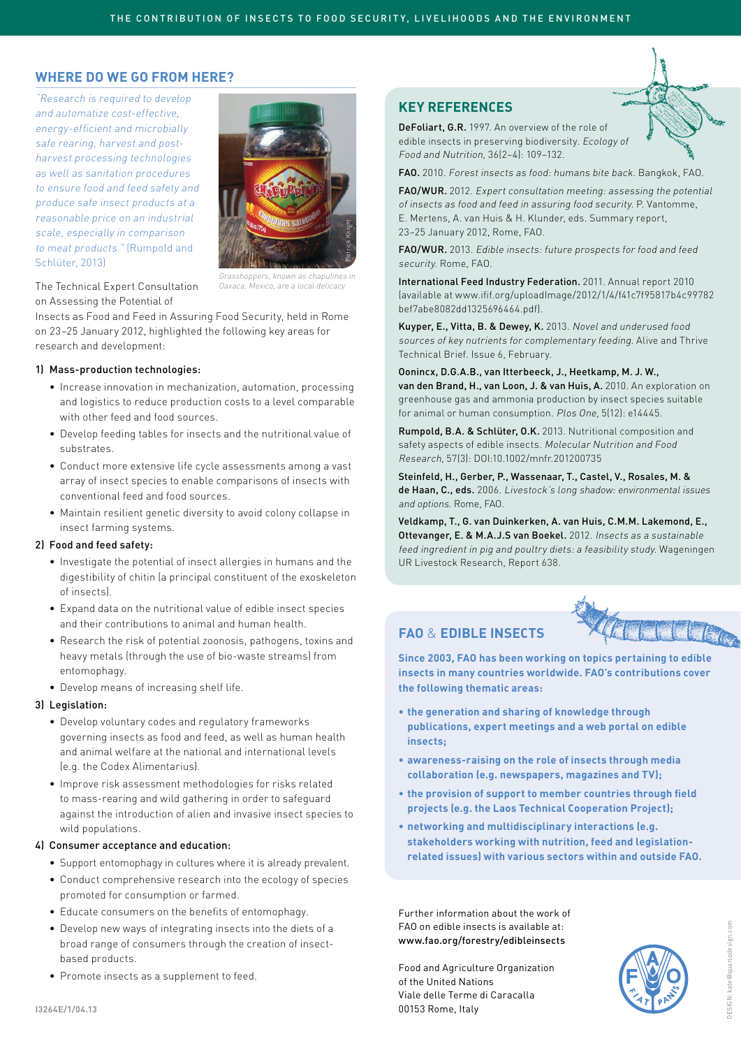## WHERE DO WE GO FROM HERE?

*"Research is required to develop and automatize cost-effective, energy-efficient and microbially safe rearing, harvest and post-harvest processing technologies as well as sanitation procedures to ensure food and feed safety and produce safe insect products at a reasonable price on an industrial scale, especially in comparison to meat products."* (Rumpold and Schlüter, 2013)

*Grasshoppers, known as chapulines in Oaxaca, Mexico, are a local delicacy*

The Technical Expert Consultation on Assessing the Potential of Insects as Food and Feed in Assuring Food Security, held in Rome on 23–25 January 2012, highlighted the following key areas for research and development:

1) Mass-production technologies:
- Increase innovation in mechanization, automation, processing and logistics to reduce production costs to a level comparable with other feed and food sources.
- Develop feeding tables for insects and the nutritional value of substrates.
- Conduct more extensive life cycle assessments among a vast array of insect species to enable comparisons of insects with conventional feed and food sources.
- Maintain resilient genetic diversity to avoid colony collapse in insect farming systems.

2) Food and feed safety:
- Investigate the potential of insect allergies in humans and the digestibility of chitin (a principal constituent of the exoskeleton of insects).
- Expand data on the nutritional value of edible insect species and their contributions to animal and human health.
- Research the risk of potential zoonosis, pathogens, toxins and heavy metals (through the use of bio-waste streams) from entomophagy.
- Develop means of increasing shelf life.

3) Legislation:
- Develop voluntary codes and regulatory frameworks governing insects as food and feed, as well as human health and animal welfare at the national and international levels (e.g. the Codex Alimentarius).
- Improve risk assessment methodologies for risks related to mass-rearing and wild gathering in order to safeguard against the introduction of alien and invasive insect species to wild populations.

4) Consumer acceptance and education:
- Support entomophagy in cultures where it is already prevalent.
- Conduct comprehensive research into the ecology of species promoted for consumption or farmed.
- Educate consumers on the benefits of entomophagy.
- Develop new ways of integrating insects into the diets of a broad range of consumers through the creation of insect-based products.
- Promote insects as a supplement to feed.

## KEY REFERENCES

**DeFoliart, G.R.** 1997. An overview of the role of edible insects in preserving biodiversity. *Ecology of Food and Nutrition*, 36(2–4): 109–132.

**FAO.** 2010. *Forest insects as food: humans bite back*. Bangkok, FAO.

**FAO/WUR.** 2012. *Expert consultation meeting: assessing the potential of insects as food and feed in assuring food security*. P. Vantomme, E. Mertens, A. van Huis & H. Klunder, eds. Summary report, 23–25 January 2012, Rome, FAO.

**FAO/WUR.** 2013. *Edible insects: future prospects for food and feed security*. Rome, FAO.

**International Feed Industry Federation.** 2011. Annual report 2010 (available at www.ifif.org/uploadImage/2012/1/4/f41c7f95817b4c99782bef7abe8082dd1325696464.pdf).

**Kuyper, E., Vitta, B. & Dewey, K.** 2013. *Novel and underused food sources of key nutrients for complementary feeding*. Alive and Thrive Technical Brief. Issue 6, February.

**Oonincx, D.G.A.B., van Itterbeeck, J., Heetkamp, M. J. W., van den Brand, H., van Loon, J. & van Huis, A.** 2010. An exploration on greenhouse gas and ammonia production by insect species suitable for animal or human consumption. *Plos One*, 5(12): e14445.

**Rumpold, B.A. & Schlüter, O.K.** 2013. Nutritional composition and safety aspects of edible insects. *Molecular Nutrition and Food Research*, 57(3): DOI:10.1002/mnfr.201200735

**Steinfeld, H., Gerber, P., Wassenaar, T., Castel, V., Rosales, M. & de Haan, C., eds.** 2006. *Livestock's long shadow: environmental issues and options*. Rome, FAO.

**Veldkamp, T., G. van Duinkerken, A. van Huis, C.M.M. Lakemond, E., Ottevanger, E. & M.A.J.S van Boekel.** 2012. *Insects as a sustainable feed ingredient in pig and poultry diets: a feasibility study*. Wageningen UR Livestock Research, Report 638.

## FAO & EDIBLE INSECTS

**Since 2003, FAO has been working on topics pertaining to edible insects in many countries worldwide. FAO's contributions cover the following thematic areas:**

- **the generation and sharing of knowledge through publications, expert meetings and a web portal on edible insects;**
- **awareness-raising on the role of insects through media collaboration (e.g. newspapers, magazines and TV);**
- **the provision of support to member countries through field projects (e.g. the Laos Technical Cooperation Project);**
- **networking and multidisciplinary interactions (e.g. stakeholders working with nutrition, feed and legislation-related issues) with various sectors within and outside FAO.**

Further information about the work of FAO on edible insects is available at: www.fao.org/forestry/edibleinsects

Food and Agriculture Organization of the United Nations
Viale delle Terme di Caracalla
00153 Rome, Italy

I3264E/1/04.13